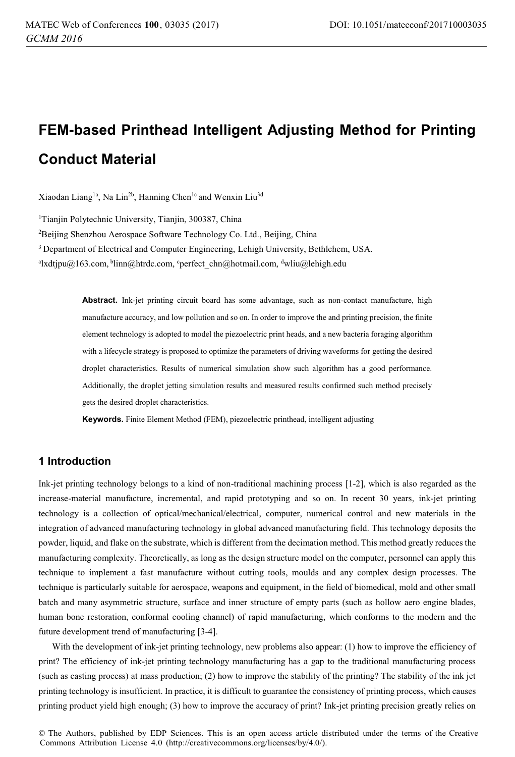# FEM-based Printhead Intelligent Adjusting Method for Printing Conduct Material

Xiaodan Liang[1a], Na Lin[2b], Hanning Chen[1c] and Wenxin Liu[3d]

[1]Tianjin Polytechnic University, Tianjin, 300387, China

[2]Beijing Shenzhou Aerospace Software Technology Co. Ltd., Beijing, China

[3] Department of Electrical and Computer Engineering, Lehigh University, Bethlehem, USA.

[a]lxdtjpu@163.com, [b]linn@htrdc.com, [c]perfect_chn@hotmail.com, [d]wliu@lehigh.edu

**Abstract.** Ink-jet printing circuit board has some advantage, such as non-contact manufacture, high manufacture accuracy, and low pollution and so on. In order to improve the and printing precision, the finite element technology is adopted to model the piezoelectric print heads, and a new bacteria foraging algorithm with a lifecycle strategy is proposed to optimize the parameters of driving waveforms for getting the desired droplet characteristics. Results of numerical simulation show such algorithm has a good performance. Additionally, the droplet jetting simulation results and measured results confirmed such method precisely gets the desired droplet characteristics.

**Keywords.** Finite Element Method (FEM), piezoelectric printhead, intelligent adjusting

## 1 Introduction

Ink-jet printing technology belongs to a kind of non-traditional machining process [1-2], which is also regarded as the increase-material manufacture, incremental, and rapid prototyping and so on. In recent 30 years, ink-jet printing technology is a collection of optical/mechanical/electrical, computer, numerical control and new materials in the integration of advanced manufacturing technology in global advanced manufacturing field. This technology deposits the powder, liquid, and flake on the substrate, which is different from the decimation method. This method greatly reduces the manufacturing complexity. Theoretically, as long as the design structure model on the computer, personnel can apply this technique to implement a fast manufacture without cutting tools, moulds and any complex design processes. The technique is particularly suitable for aerospace, weapons and equipment, in the field of biomedical, mold and other small batch and many asymmetric structure, surface and inner structure of empty parts (such as hollow aero engine blades, human bone restoration, conformal cooling channel) of rapid manufacturing, which conforms to the modern and the future development trend of manufacturing [3-4].

With the development of ink-jet printing technology, new problems also appear: (1) how to improve the efficiency of print? The efficiency of ink-jet printing technology manufacturing has a gap to the traditional manufacturing process (such as casting process) at mass production; (2) how to improve the stability of the printing? The stability of the ink jet printing technology is insufficient. In practice, it is difficult to guarantee the consistency of printing process, which causes printing product yield high enough; (3) how to improve the accuracy of print? Ink-jet printing precision greatly relies on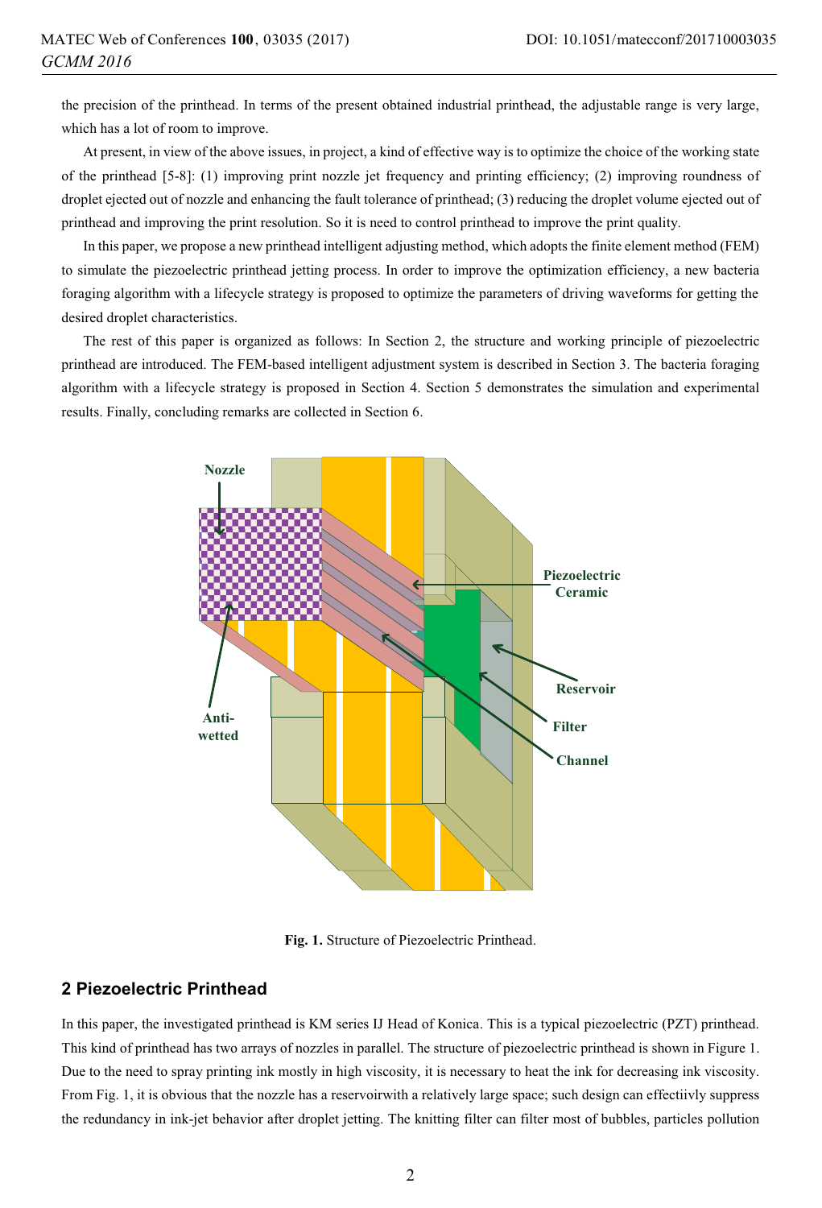the precision of the printhead. In terms of the present obtained industrial printhead, the adjustable range is very large, which has a lot of room to improve.

At present, in view of the above issues, in project, a kind of effective way is to optimize the choice of the working state of the printhead [5-8]: (1) improving print nozzle jet frequency and printing efficiency; (2) improving roundness of droplet ejected out of nozzle and enhancing the fault tolerance of printhead; (3) reducing the droplet volume ejected out of printhead and improving the print resolution. So it is need to control printhead to improve the print quality.

In this paper, we propose a new printhead intelligent adjusting method, which adopts the finite element method (FEM) to simulate the piezoelectric printhead jetting process. In order to improve the optimization efficiency, a new bacteria foraging algorithm with a lifecycle strategy is proposed to optimize the parameters of driving waveforms for getting the desired droplet characteristics.

The rest of this paper is organized as follows: In Section 2, the structure and working principle of piezoelectric printhead are introduced. The FEM-based intelligent adjustment system is described in Section 3. The bacteria foraging algorithm with a lifecycle strategy is proposed in Section 4. Section 5 demonstrates the simulation and experimental results. Finally, concluding remarks are collected in Section 6.

Nozzle

Piezoelectric Ceramic

Reservoir

Filter

Channel

Anti-wetted

**Fig. 1.** Structure of Piezoelectric Printhead.

## 2 Piezoelectric Printhead

In this paper, the investigated printhead is KM series IJ Head of Konica. This is a typical piezoelectric (PZT) printhead. This kind of printhead has two arrays of nozzles in parallel. The structure of piezoelectric printhead is shown in Figure 1. Due to the need to spray printing ink mostly in high viscosity, it is necessary to heat the ink for decreasing ink viscosity. From Fig. 1, it is obvious that the nozzle has a reservoirwith a relatively large space; such design can effectiivly suppress the redundancy in ink-jet behavior after droplet jetting. The knitting filter can filter most of bubbles, particles pollution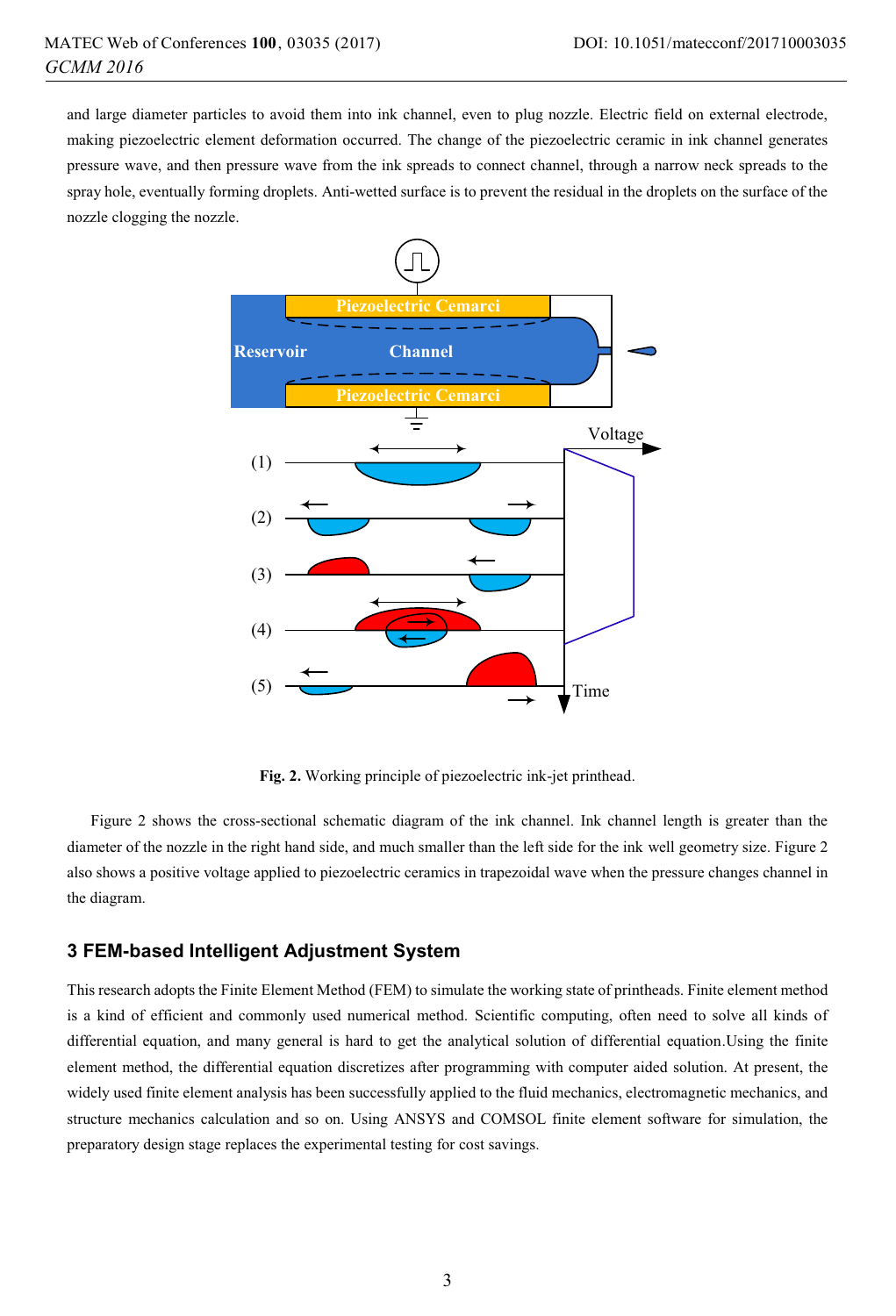and large diameter particles to avoid them into ink channel, even to plug nozzle. Electric field on external electrode, making piezoelectric element deformation occurred. The change of the piezoelectric ceramic in ink channel generates pressure wave, and then pressure wave from the ink spreads to connect channel, through a narrow neck spreads to the spray hole, eventually forming droplets. Anti-wetted surface is to prevent the residual in the droplets on the surface of the nozzle clogging the nozzle.

**Fig. 2.** Working principle of piezoelectric ink-jet printhead.

Figure 2 shows the cross-sectional schematic diagram of the ink channel. Ink channel length is greater than the diameter of the nozzle in the right hand side, and much smaller than the left side for the ink well geometry size. Figure 2 also shows a positive voltage applied to piezoelectric ceramics in trapezoidal wave when the pressure changes channel in the diagram.

## 3 FEM-based Intelligent Adjustment System

This research adopts the Finite Element Method (FEM) to simulate the working state of printheads. Finite element method is a kind of efficient and commonly used numerical method. Scientific computing, often need to solve all kinds of differential equation, and many general is hard to get the analytical solution of differential equation.Using the finite element method, the differential equation discretizes after programming with computer aided solution. At present, the widely used finite element analysis has been successfully applied to the fluid mechanics, electromagnetic mechanics, and structure mechanics calculation and so on. Using ANSYS and COMSOL finite element software for simulation, the preparatory design stage replaces the experimental testing for cost savings.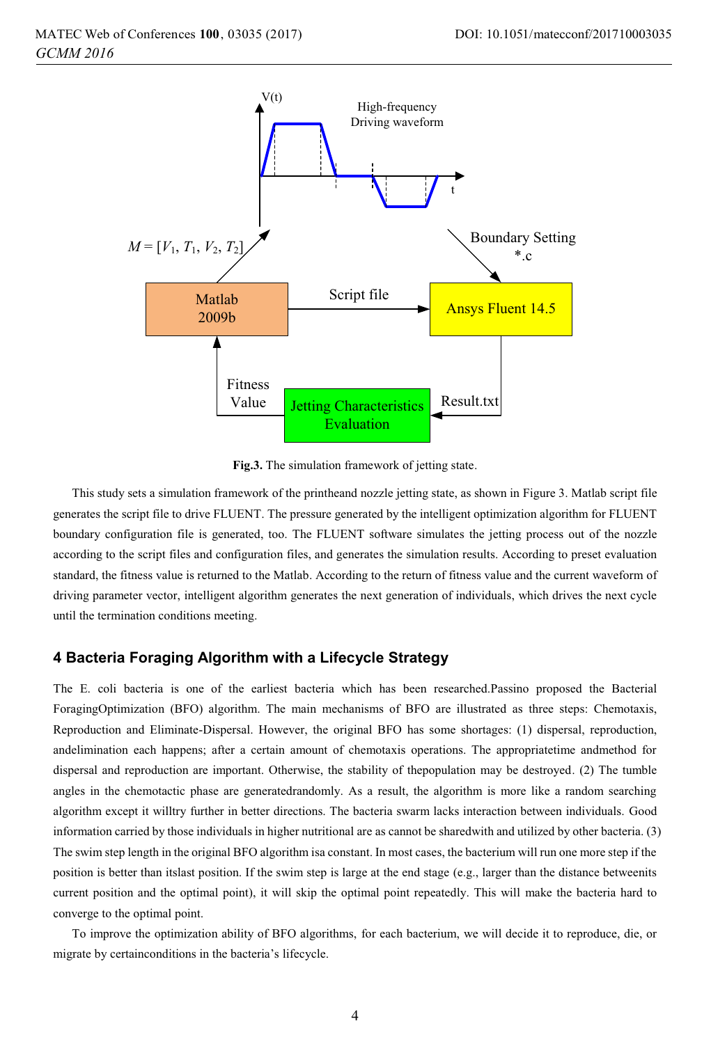Fig.3. The simulation framework of jetting state.

This study sets a simulation framework of the printheand nozzle jetting state, as shown in Figure 3. Matlab script file generates the script file to drive FLUENT. The pressure generated by the intelligent optimization algorithm for FLUENT boundary configuration file is generated, too. The FLUENT software simulates the jetting process out of the nozzle according to the script files and configuration files, and generates the simulation results. According to preset evaluation standard, the fitness value is returned to the Matlab. According to the return of fitness value and the current waveform of driving parameter vector, intelligent algorithm generates the next generation of individuals, which drives the next cycle until the termination conditions meeting.

## 4 Bacteria Foraging Algorithm with a Lifecycle Strategy

The E. coli bacteria is one of the earliest bacteria which has been researched.Passino proposed the Bacterial ForagingOptimization (BFO) algorithm. The main mechanisms of BFO are illustrated as three steps: Chemotaxis, Reproduction and Eliminate-Dispersal. However, the original BFO has some shortages: (1) dispersal, reproduction, andelimination each happens; after a certain amount of chemotaxis operations. The appropriatetime andmethod for dispersal and reproduction are important. Otherwise, the stability of thepopulation may be destroyed. (2) The tumble angles in the chemotactic phase are generatedrandomly. As a result, the algorithm is more like a random searching algorithm except it willtry further in better directions. The bacteria swarm lacks interaction between individuals. Good information carried by those individuals in higher nutritional are as cannot be sharedwith and utilized by other bacteria. (3) The swim step length in the original BFO algorithm isa constant. In most cases, the bacterium will run one more step if the position is better than itslast position. If the swim step is large at the end stage (e.g., larger than the distance betweenits current position and the optimal point), it will skip the optimal point repeatedly. This will make the bacteria hard to converge to the optimal point.

To improve the optimization ability of BFO algorithms, for each bacterium, we will decide it to reproduce, die, or migrate by certainconditions in the bacteria's lifecycle.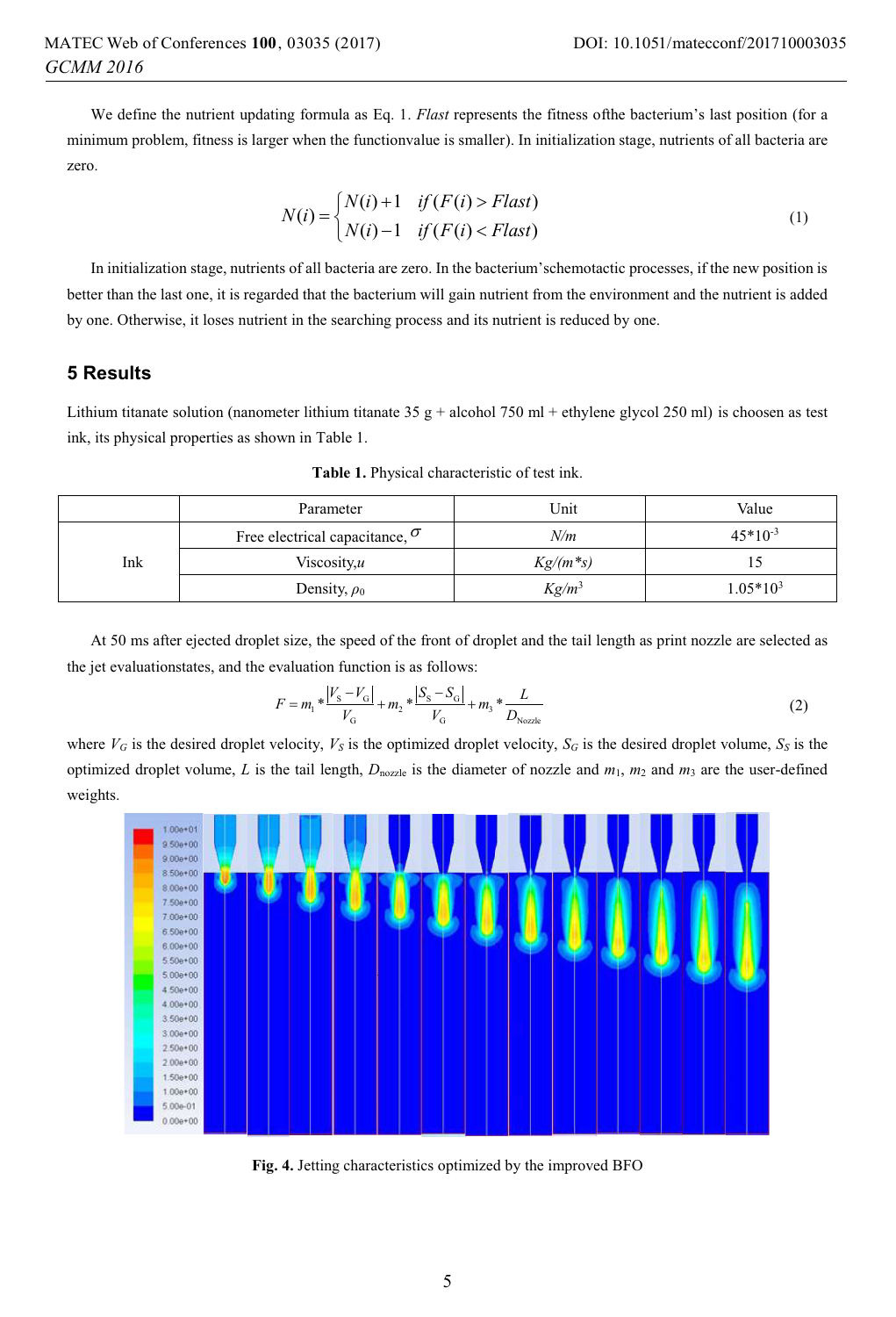We define the nutrient updating formula as Eq. 1. *Flast* represents the fitness ofthe bacterium's last position (for a minimum problem, fitness is larger when the functionvalue is smaller). In initialization stage, nutrients of all bacteria are zero.

$$N(i)=\begin{cases} N(i)+1 & if(F(i)>Flast) \\ N(i)-1 & if(F(i)<Flast) \end{cases} \tag{1}$$

In initialization stage, nutrients of all bacteria are zero. In the bacterium'schemotactic processes, if the new position is better than the last one, it is regarded that the bacterium will gain nutrient from the environment and the nutrient is added by one. Otherwise, it loses nutrient in the searching process and its nutrient is reduced by one.

## 5 Results

Lithium titanate solution (nanometer lithium titanate 35 g + alcohol 750 ml + ethylene glycol 250 ml) is choosen as test ink, its physical properties as shown in Table 1.

**Table 1.** Physical characteristic of test ink.

| | Parameter | Unit | Value |
|---|---|---|---|
| Ink | Free electrical capacitance, $\sigma$ | *N/m* | $45*10^{-3}$ |
| | Viscosity,$u$ | *Kg/(m\*s)* | 15 |
| | Density, $\rho_0$ | *Kg/m*$^3$ | $1.05*10^3$ |

At 50 ms after ejected droplet size, the speed of the front of droplet and the tail length as print nozzle are selected as the jet evaluationstates, and the evaluation function is as follows:

$$F=m_1*\frac{|V_S-V_G|}{V_G}+m_2*\frac{|S_S-S_G|}{V_G}+m_3*\frac{L}{D_{Nozzle}} \tag{2}$$

where $V_G$ is the desired droplet velocity, $V_S$ is the optimized droplet velocity, $S_G$ is the desired droplet volume, $S_S$ is the optimized droplet volume, $L$ is the tail length, $D_{nozzle}$ is the diameter of nozzle and $m_1$, $m_2$ and $m_3$ are the user-defined weights.

**Fig. 4.** Jetting characteristics optimized by the improved BFO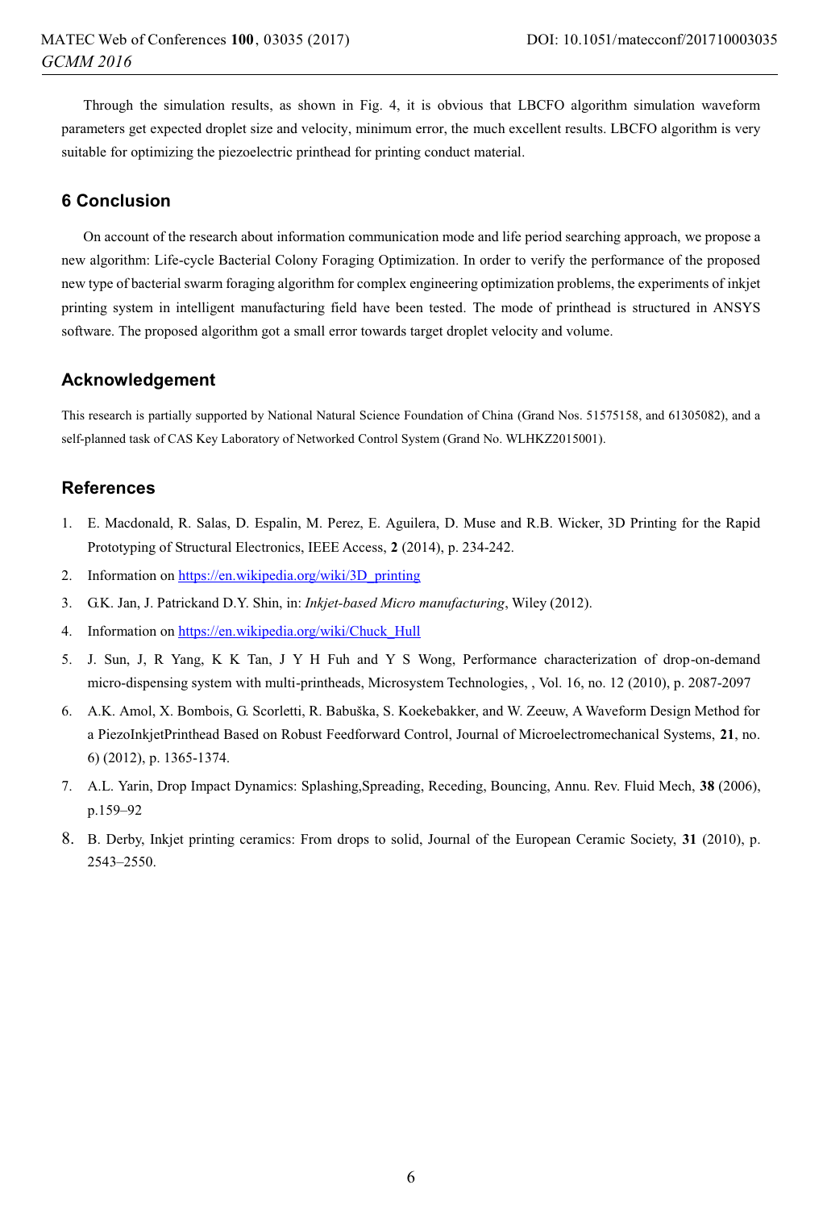Through the simulation results, as shown in Fig. 4, it is obvious that LBCFO algorithm simulation waveform parameters get expected droplet size and velocity, minimum error, the much excellent results. LBCFO algorithm is very suitable for optimizing the piezoelectric printhead for printing conduct material.

## 6 Conclusion

On account of the research about information communication mode and life period searching approach, we propose a new algorithm: Life-cycle Bacterial Colony Foraging Optimization. In order to verify the performance of the proposed new type of bacterial swarm foraging algorithm for complex engineering optimization problems, the experiments of inkjet printing system in intelligent manufacturing field have been tested. The mode of printhead is structured in ANSYS software. The proposed algorithm got a small error towards target droplet velocity and volume.

## Acknowledgement

This research is partially supported by National Natural Science Foundation of China (Grand Nos. 51575158, and 61305082), and a self-planned task of CAS Key Laboratory of Networked Control System (Grand No. WLHKZ2015001).

## References

1. E. Macdonald, R. Salas, D. Espalin, M. Perez, E. Aguilera, D. Muse and R.B. Wicker, 3D Printing for the Rapid Prototyping of Structural Electronics, IEEE Access, **2** (2014), p. 234-242.
2. Information on https://en.wikipedia.org/wiki/3D_printing
3. G.K. Jan, J. Patrickand D.Y. Shin, in: *Inkjet-based Micro manufacturing*, Wiley (2012).
4. Information on https://en.wikipedia.org/wiki/Chuck_Hull
5. J. Sun, J, R Yang, K K Tan, J Y H Fuh and Y S Wong, Performance characterization of drop-on-demand micro-dispensing system with multi-printheads, Microsystem Technologies, , Vol. 16, no. 12 (2010), p. 2087-2097
6. A.K. Amol, X. Bombois, G. Scorletti, R. Babuška, S. Koekebakker, and W. Zeeuw, A Waveform Design Method for a PiezoInkjetPrinthead Based on Robust Feedforward Control, Journal of Microelectromechanical Systems, **21**, no. 6) (2012), p. 1365-1374.
7. A.L. Yarin, Drop Impact Dynamics: Splashing,Spreading, Receding, Bouncing, Annu. Rev. Fluid Mech, **38** (2006), p.159–92
8. B. Derby, Inkjet printing ceramics: From drops to solid, Journal of the European Ceramic Society, **31** (2010), p. 2543–2550.